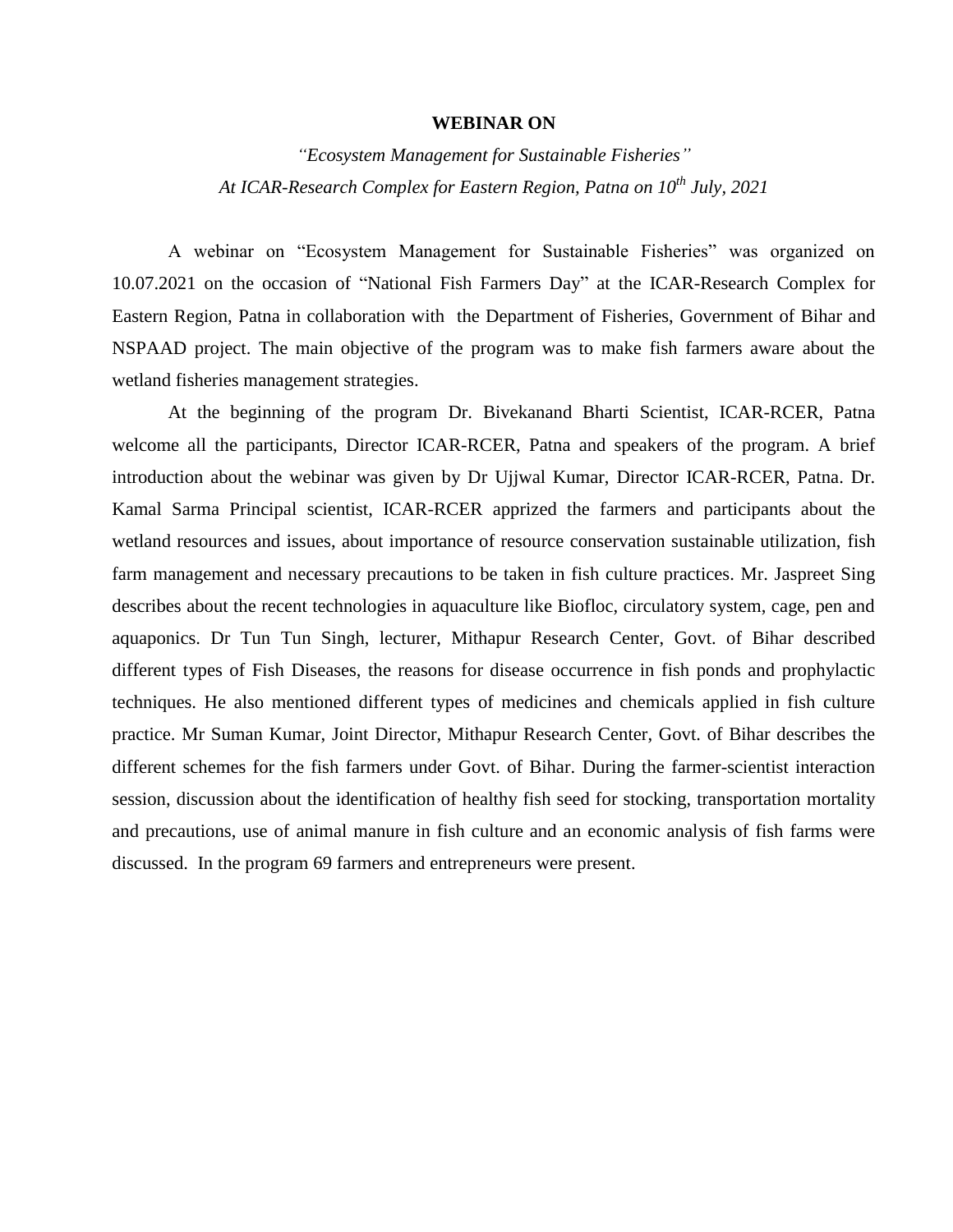**WEBINAR ON**

*"Ecosystem Management for Sustainable Fisheries"*

*At ICAR-Research Complex for Eastern Region, Patna on 10th July, 2021*

A webinar on "Ecosystem Management for Sustainable Fisheries" was organized on 10.07.2021 on the occasion of "National Fish Farmers Day" at the ICAR-Research Complex for Eastern Region, Patna in collaboration with the Department of Fisheries, Government of Bihar and NSPAAD project. The main objective of the program was to make fish farmers aware about the wetland fisheries management strategies.

At the beginning of the program Dr. Bivekanand Bharti Scientist, ICAR-RCER, Patna welcome all the participants, Director ICAR-RCER, Patna and speakers of the program. A brief introduction about the webinar was given by Dr Ujjwal Kumar, Director ICAR-RCER, Patna. Dr. Kamal Sarma Principal scientist, ICAR-RCER apprized the farmers and participants about the wetland resources and issues, about importance of resource conservation sustainable utilization, fish farm management and necessary precautions to be taken in fish culture practices. Mr. Jaspreet Sing describes about the recent technologies in aquaculture like Biofloc, circulatory system, cage, pen and aquaponics. Dr Tun Tun Singh, lecturer, Mithapur Research Center, Govt. of Bihar described different types of Fish Diseases, the reasons for disease occurrence in fish ponds and prophylactic techniques. He also mentioned different types of medicines and chemicals applied in fish culture practice. Mr Suman Kumar, Joint Director, Mithapur Research Center, Govt. of Bihar describes the different schemes for the fish farmers under Govt. of Bihar. During the farmer-scientist interaction session, discussion about the identification of healthy fish seed for stocking, transportation mortality and precautions, use of animal manure in fish culture and an economic analysis of fish farms were discussed. In the program 69 farmers and entrepreneurs were present.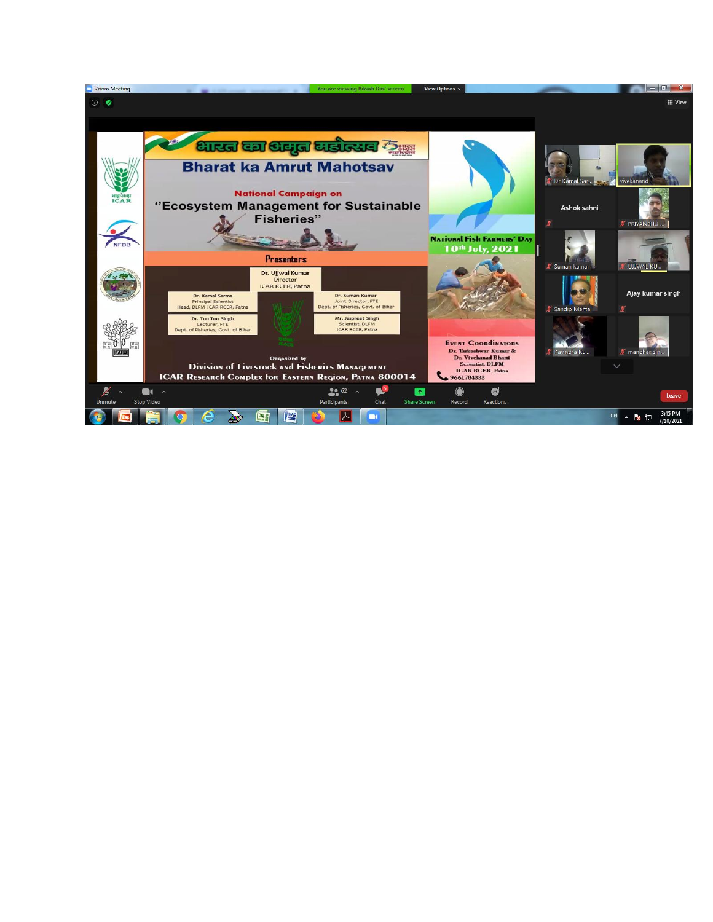भारत का अमृत महोत्सव

# Bharat ka Amrut Mahotsav

National Campaign on

## "Ecosystem Management for Sustainable Fisheries"

### Presenters

Dr. Ujjwal Kumar
Director
ICAR RCER, Patna

Dr. Kamal Sarma
Principal Scientist
Head, DLFM ICAR RCER, Patna

Dr. Suman Kumar
Joint Director, FTE
Dept. of Fisheries, Govt. of Bihar

Dr. Tun Tun Singh
Lecturer, FTE
Dept. of Fisheries, Govt. of Bihar

Mr. Jaspreet Singh
Scientist, DLFM
ICAR RCER, Patna

Organized by
Division of Livestock and Fisheries Management
ICAR Research Complex for Eastern Region, Patna 800014

National Fish Farmers' Day
10th July, 2021

Event Coordinators
Dr. Tarkeshwar Kumar &
Dr. Vivekanand Bharti
Scientist, DLFM
ICAR RCER, Patna
9661784333